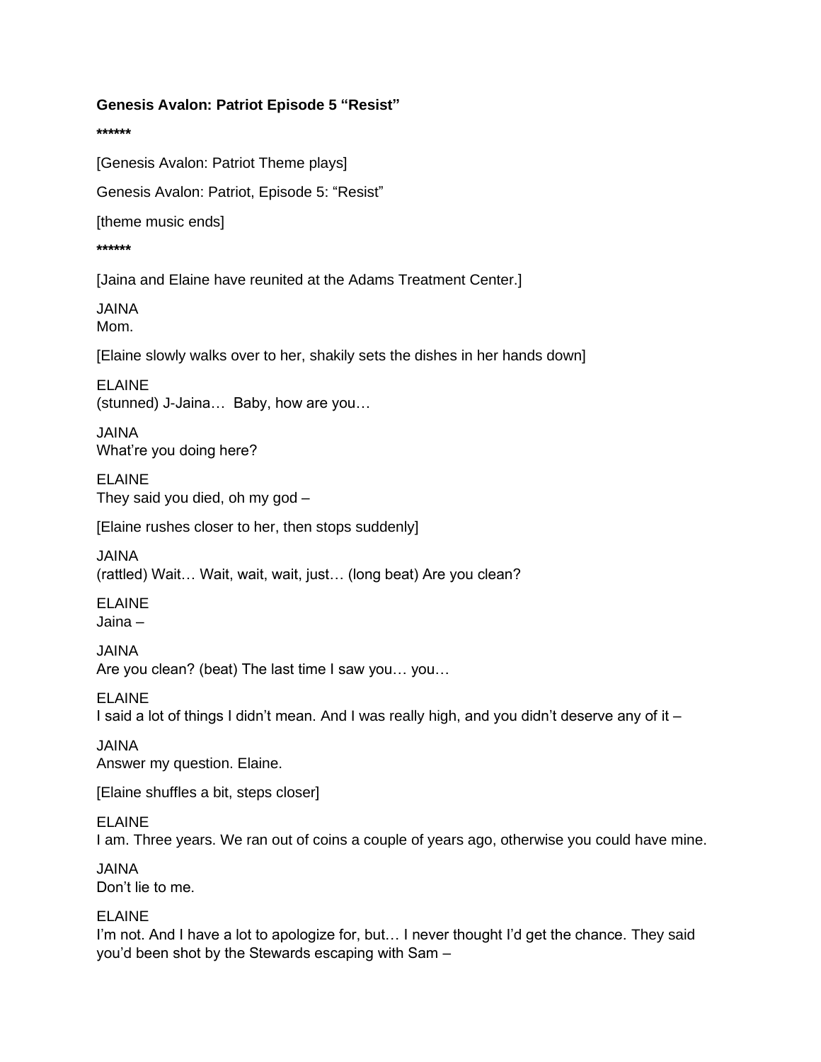**Genesis Avalon: Patriot Episode 5 "Resist"**

**\*\*\*\*\*\***

[Genesis Avalon: Patriot Theme plays]

Genesis Avalon: Patriot, Episode 5: "Resist"

[theme music ends]

**\*\*\*\*\*\***

[Jaina and Elaine have reunited at the Adams Treatment Center.]

JAINA
Mom.

[Elaine slowly walks over to her, shakily sets the dishes in her hands down]

ELAINE
(stunned) J-Jaina… Baby, how are you…

JAINA
What're you doing here?

ELAINE
They said you died, oh my god –

[Elaine rushes closer to her, then stops suddenly]

JAINA
(rattled) Wait… Wait, wait, wait, just… (long beat) Are you clean?

ELAINE
Jaina –

JAINA
Are you clean? (beat) The last time I saw you… you…

ELAINE
I said a lot of things I didn't mean. And I was really high, and you didn't deserve any of it –

JAINA
Answer my question. Elaine.

[Elaine shuffles a bit, steps closer]

ELAINE
I am. Three years. We ran out of coins a couple of years ago, otherwise you could have mine.

JAINA
Don't lie to me.

ELAINE
I'm not. And I have a lot to apologize for, but… I never thought I'd get the chance. They said you'd been shot by the Stewards escaping with Sam –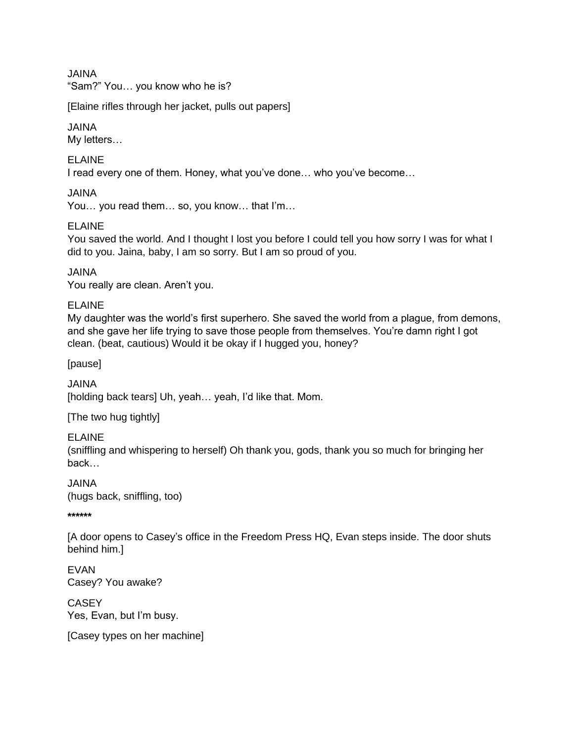JAINA
"Sam?" You… you know who he is?

[Elaine rifles through her jacket, pulls out papers]

JAINA
My letters…

ELAINE
I read every one of them. Honey, what you've done… who you've become…

JAINA
You… you read them… so, you know… that I'm…

ELAINE
You saved the world. And I thought I lost you before I could tell you how sorry I was for what I did to you. Jaina, baby, I am so sorry. But I am so proud of you.

JAINA
You really are clean. Aren't you.

ELAINE
My daughter was the world's first superhero. She saved the world from a plague, from demons, and she gave her life trying to save those people from themselves. You're damn right I got clean. (beat, cautious) Would it be okay if I hugged you, honey?

[pause]

JAINA
[holding back tears] Uh, yeah… yeah, I'd like that. Mom.

[The two hug tightly]

ELAINE
(sniffling and whispering to herself) Oh thank you, gods, thank you so much for bringing her back…

JAINA
(hugs back, sniffling, too)

**\*\*\*\*\*\***

[A door opens to Casey's office in the Freedom Press HQ, Evan steps inside. The door shuts behind him.]

EVAN
Casey? You awake?

CASEY
Yes, Evan, but I'm busy.

[Casey types on her machine]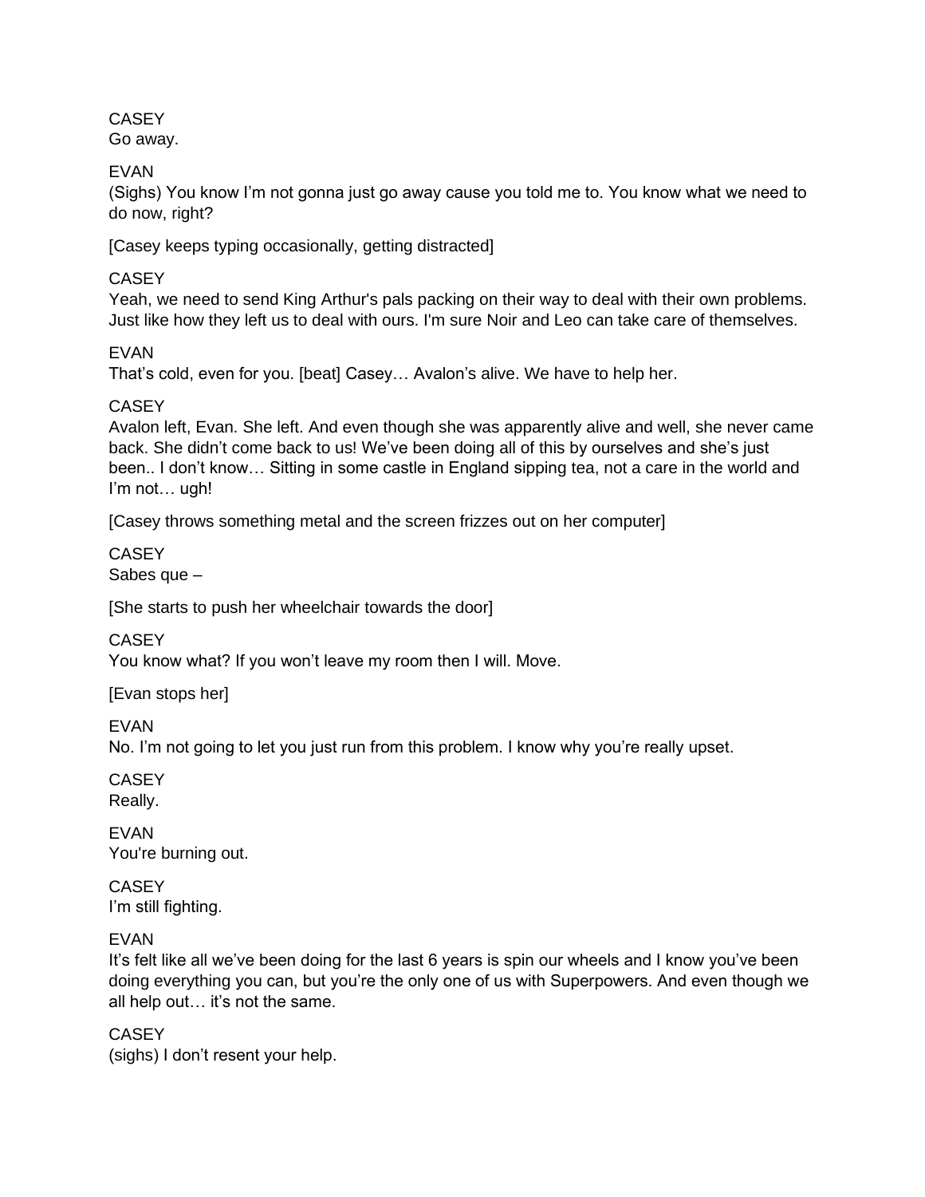CASEY
Go away.

EVAN
(Sighs) You know I'm not gonna just go away cause you told me to. You know what we need to do now, right?

[Casey keeps typing occasionally, getting distracted]

CASEY
Yeah, we need to send King Arthur's pals packing on their way to deal with their own problems. Just like how they left us to deal with ours. I'm sure Noir and Leo can take care of themselves.

EVAN
That's cold, even for you. [beat] Casey… Avalon's alive. We have to help her.

CASEY
Avalon left, Evan. She left. And even though she was apparently alive and well, she never came back. She didn't come back to us! We've been doing all of this by ourselves and she's just been.. I don't know… Sitting in some castle in England sipping tea, not a care in the world and I'm not… ugh!

[Casey throws something metal and the screen frizzes out on her computer]

CASEY
Sabes que –

[She starts to push her wheelchair towards the door]

CASEY
You know what? If you won't leave my room then I will. Move.

[Evan stops her]

EVAN
No. I'm not going to let you just run from this problem. I know why you're really upset.

CASEY
Really.

EVAN
You're burning out.

CASEY
I'm still fighting.

EVAN
It's felt like all we've been doing for the last 6 years is spin our wheels and I know you've been doing everything you can, but you're the only one of us with Superpowers. And even though we all help out… it's not the same.

CASEY
(sighs) I don't resent your help.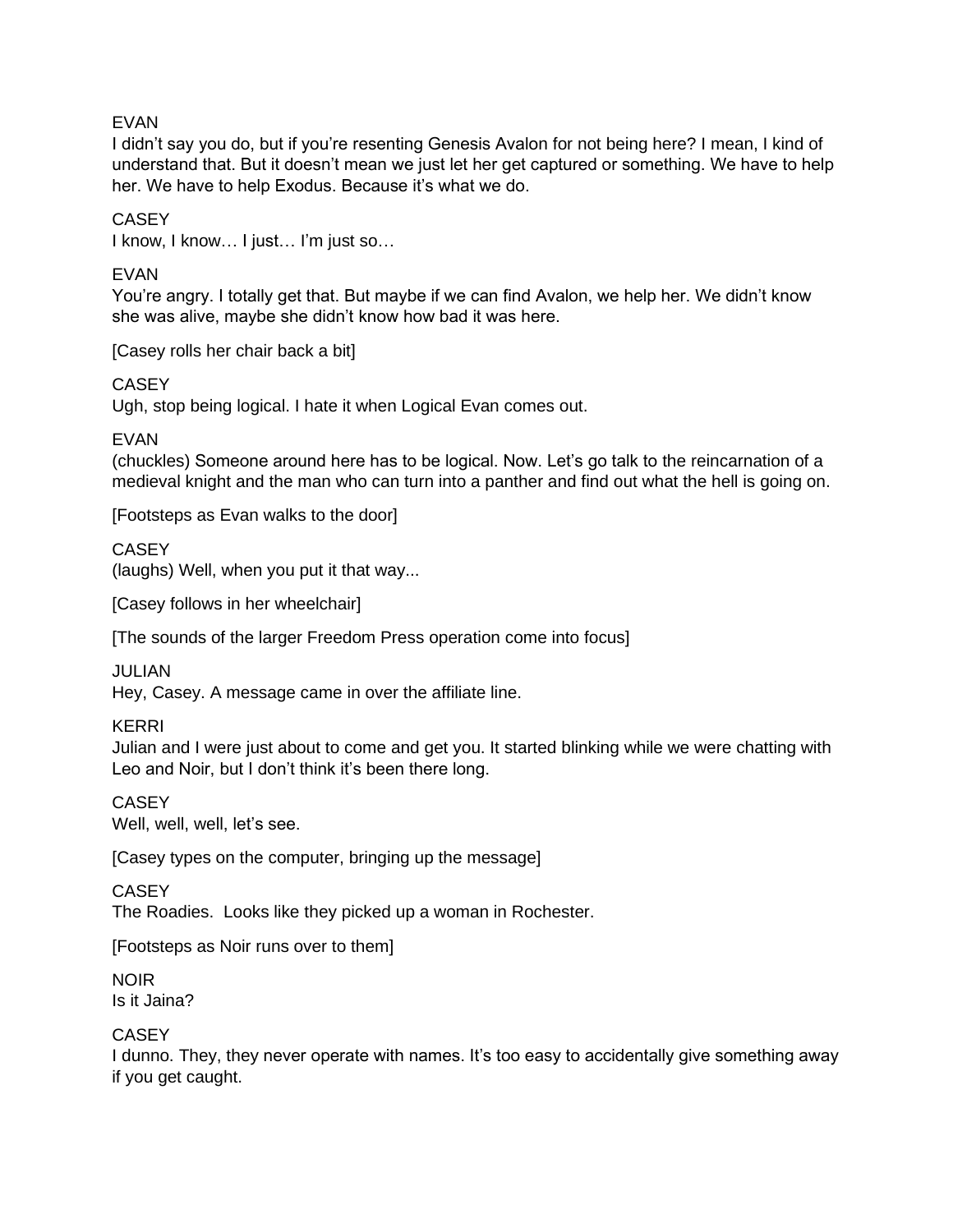EVAN
I didn't say you do, but if you're resenting Genesis Avalon for not being here? I mean, I kind of understand that. But it doesn't mean we just let her get captured or something. We have to help her. We have to help Exodus. Because it's what we do.

CASEY
I know, I know… I just… I'm just so…

EVAN
You're angry. I totally get that. But maybe if we can find Avalon, we help her. We didn't know she was alive, maybe she didn't know how bad it was here.

[Casey rolls her chair back a bit]

CASEY
Ugh, stop being logical. I hate it when Logical Evan comes out.

EVAN
(chuckles) Someone around here has to be logical. Now. Let's go talk to the reincarnation of a medieval knight and the man who can turn into a panther and find out what the hell is going on.

[Footsteps as Evan walks to the door]

CASEY
(laughs) Well, when you put it that way...

[Casey follows in her wheelchair]

[The sounds of the larger Freedom Press operation come into focus]

JULIAN
Hey, Casey. A message came in over the affiliate line.

KERRI
Julian and I were just about to come and get you. It started blinking while we were chatting with Leo and Noir, but I don't think it's been there long.

CASEY
Well, well, well, let's see.

[Casey types on the computer, bringing up the message]

CASEY
The Roadies. Looks like they picked up a woman in Rochester.

[Footsteps as Noir runs over to them]

NOIR
Is it Jaina?

CASEY
I dunno. They, they never operate with names. It's too easy to accidentally give something away if you get caught.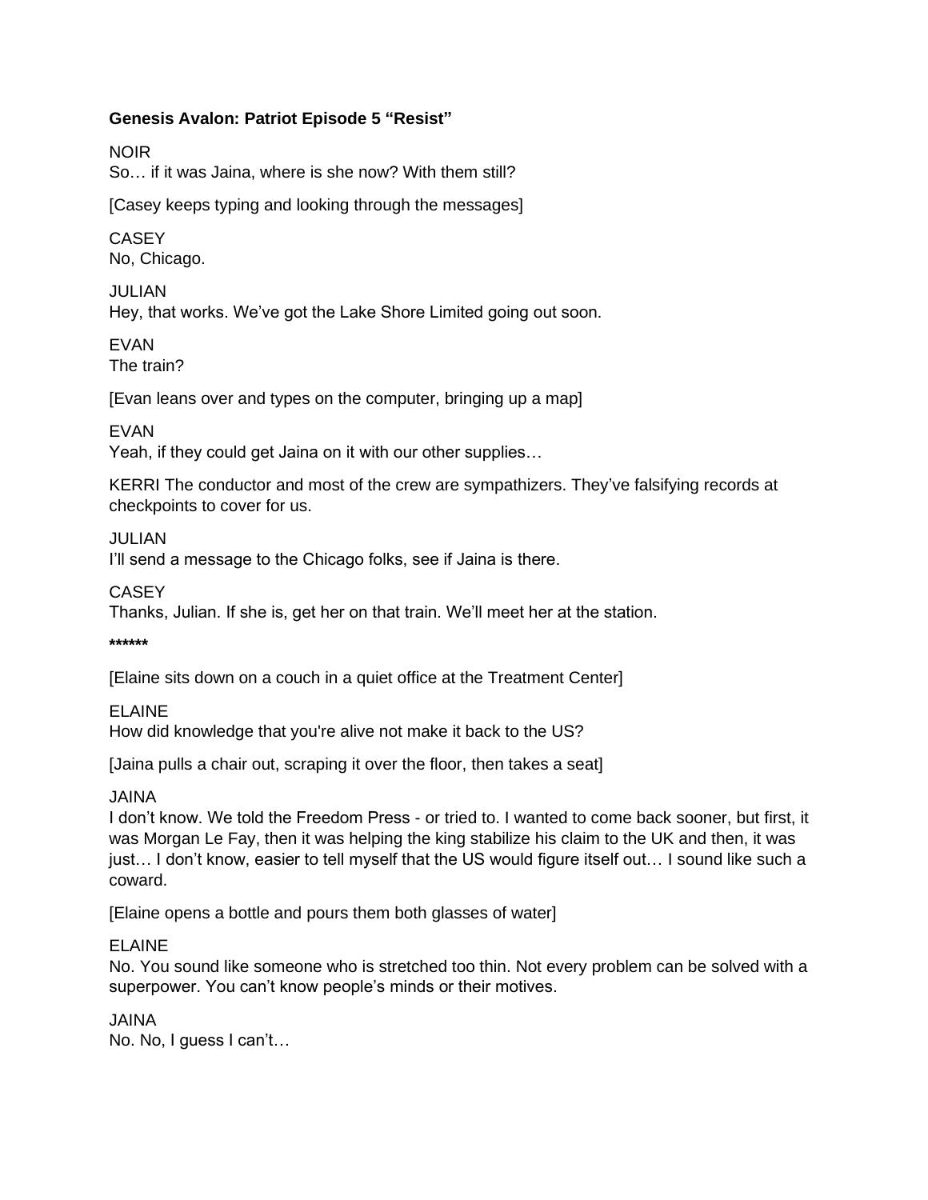**Genesis Avalon: Patriot Episode 5 "Resist"**

NOIR
So… if it was Jaina, where is she now? With them still?

[Casey keeps typing and looking through the messages]

CASEY
No, Chicago.

JULIAN
Hey, that works. We've got the Lake Shore Limited going out soon.

EVAN
The train?

[Evan leans over and types on the computer, bringing up a map]

EVAN
Yeah, if they could get Jaina on it with our other supplies…

KERRI The conductor and most of the crew are sympathizers. They've falsifying records at checkpoints to cover for us.

JULIAN
I'll send a message to the Chicago folks, see if Jaina is there.

CASEY
Thanks, Julian. If she is, get her on that train. We'll meet her at the station.

**\*\*\*\*\*\***

[Elaine sits down on a couch in a quiet office at the Treatment Center]

ELAINE
How did knowledge that you're alive not make it back to the US?

[Jaina pulls a chair out, scraping it over the floor, then takes a seat]

JAINA
I don't know. We told the Freedom Press - or tried to. I wanted to come back sooner, but first, it was Morgan Le Fay, then it was helping the king stabilize his claim to the UK and then, it was just… I don't know, easier to tell myself that the US would figure itself out… I sound like such a coward.

[Elaine opens a bottle and pours them both glasses of water]

ELAINE
No. You sound like someone who is stretched too thin. Not every problem can be solved with a superpower. You can't know people's minds or their motives.

JAINA
No. No, I guess I can't…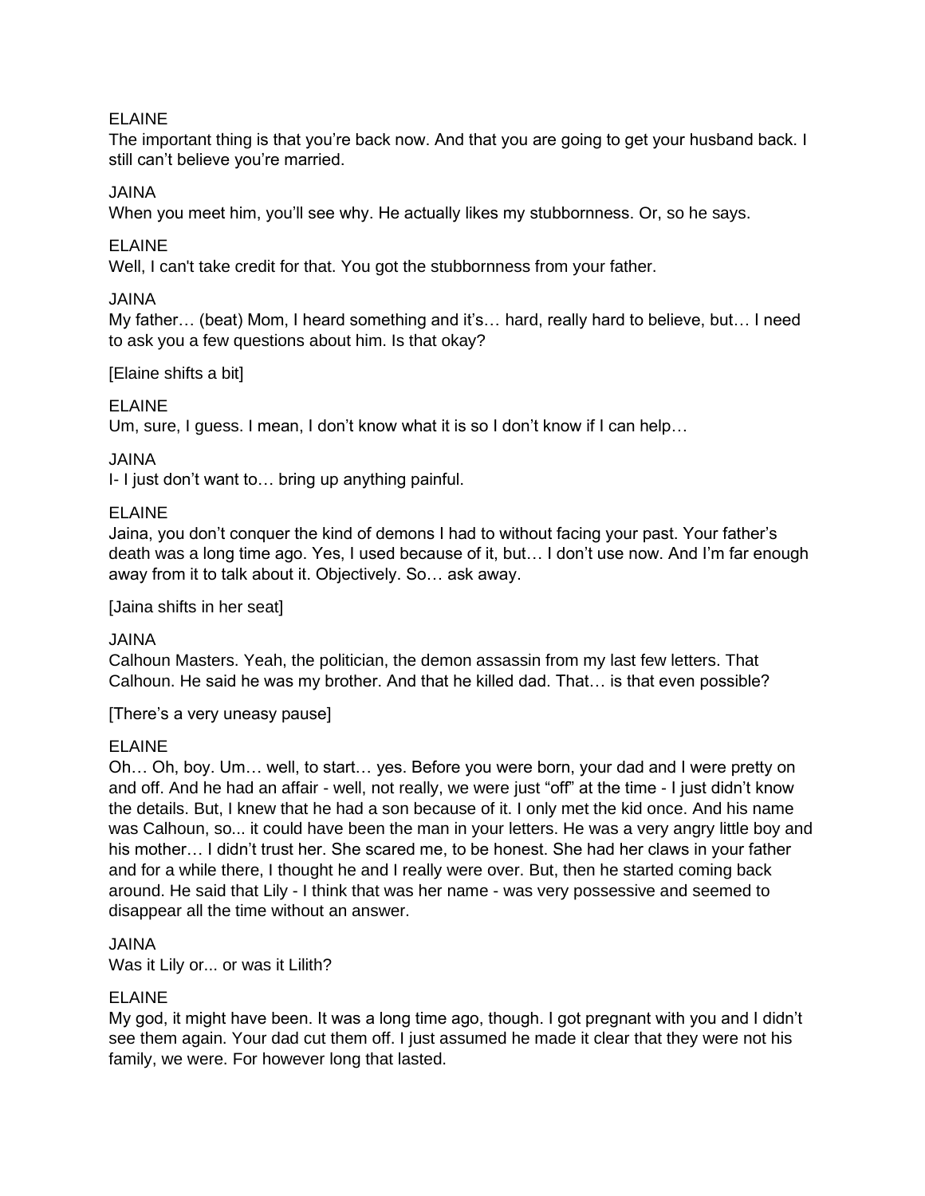ELAINE
The important thing is that you're back now. And that you are going to get your husband back. I still can't believe you're married.

JAINA
When you meet him, you'll see why. He actually likes my stubbornness. Or, so he says.

ELAINE
Well, I can't take credit for that. You got the stubbornness from your father.

JAINA
My father… (beat) Mom, I heard something and it's… hard, really hard to believe, but… I need to ask you a few questions about him. Is that okay?

[Elaine shifts a bit]

ELAINE
Um, sure, I guess. I mean, I don't know what it is so I don't know if I can help…

JAINA
I- I just don't want to… bring up anything painful.

ELAINE
Jaina, you don't conquer the kind of demons I had to without facing your past. Your father's death was a long time ago. Yes, I used because of it, but… I don't use now. And I'm far enough away from it to talk about it. Objectively. So… ask away.

[Jaina shifts in her seat]

JAINA
Calhoun Masters. Yeah, the politician, the demon assassin from my last few letters. That Calhoun. He said he was my brother. And that he killed dad. That… is that even possible?

[There's a very uneasy pause]

ELAINE
Oh… Oh, boy. Um… well, to start… yes. Before you were born, your dad and I were pretty on and off. And he had an affair - well, not really, we were just "off" at the time - I just didn't know the details. But, I knew that he had a son because of it. I only met the kid once. And his name was Calhoun, so... it could have been the man in your letters. He was a very angry little boy and his mother… I didn't trust her. She scared me, to be honest. She had her claws in your father and for a while there, I thought he and I really were over. But, then he started coming back around. He said that Lily - I think that was her name - was very possessive and seemed to disappear all the time without an answer.

JAINA
Was it Lily or... or was it Lilith?

ELAINE
My god, it might have been. It was a long time ago, though. I got pregnant with you and I didn't see them again. Your dad cut them off. I just assumed he made it clear that they were not his family, we were. For however long that lasted.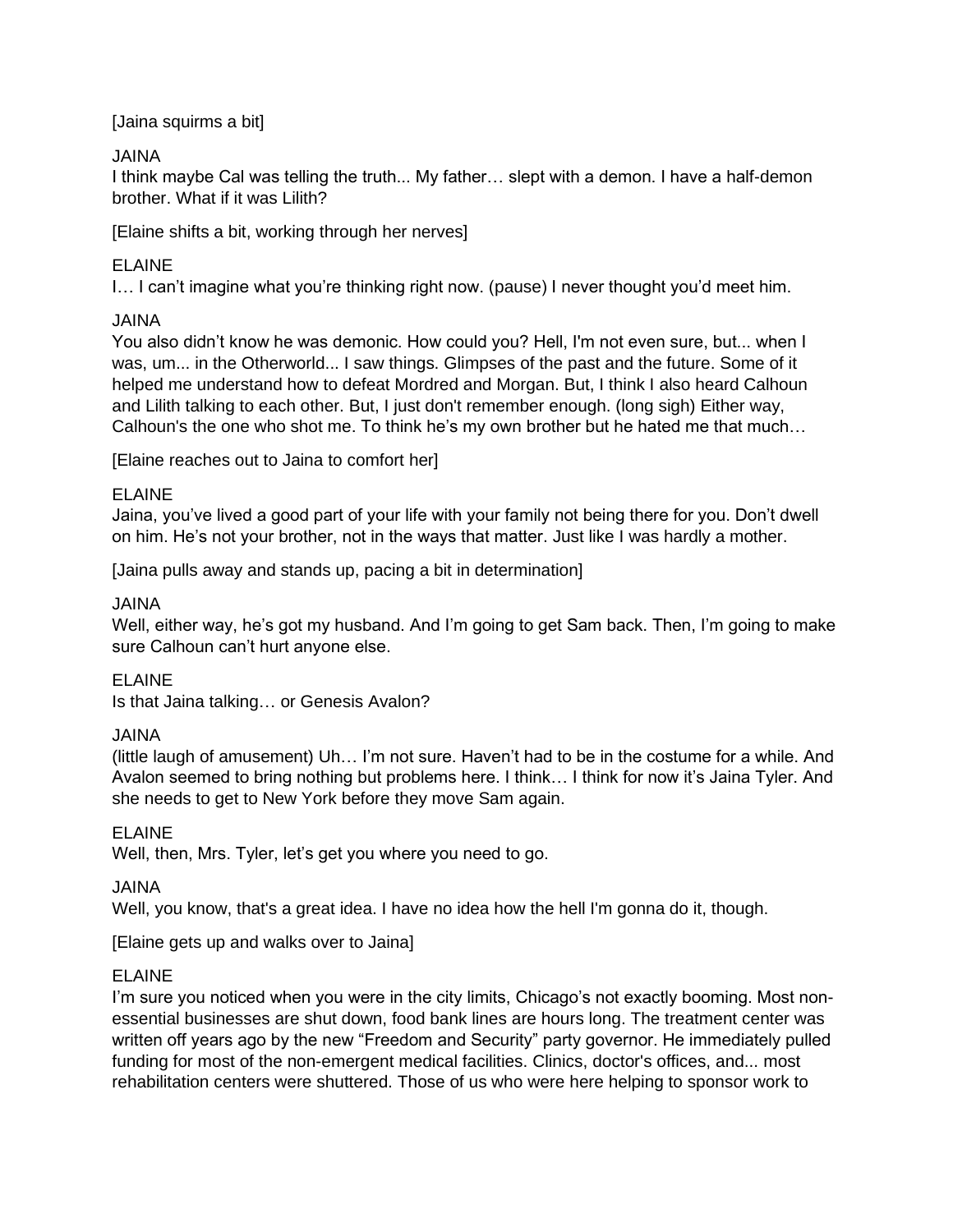[Jaina squirms a bit]

JAINA
I think maybe Cal was telling the truth... My father… slept with a demon. I have a half-demon brother. What if it was Lilith?

[Elaine shifts a bit, working through her nerves]

ELAINE
I… I can't imagine what you're thinking right now. (pause) I never thought you'd meet him.

JAINA
You also didn't know he was demonic. How could you? Hell, I'm not even sure, but... when I was, um... in the Otherworld... I saw things. Glimpses of the past and the future. Some of it helped me understand how to defeat Mordred and Morgan. But, I think I also heard Calhoun and Lilith talking to each other. But, I just don't remember enough. (long sigh) Either way, Calhoun's the one who shot me. To think he's my own brother but he hated me that much…

[Elaine reaches out to Jaina to comfort her]

ELAINE
Jaina, you've lived a good part of your life with your family not being there for you. Don't dwell on him. He's not your brother, not in the ways that matter. Just like I was hardly a mother.

[Jaina pulls away and stands up, pacing a bit in determination]

JAINA
Well, either way, he's got my husband. And I'm going to get Sam back. Then, I'm going to make sure Calhoun can't hurt anyone else.

ELAINE
Is that Jaina talking… or Genesis Avalon?

JAINA
(little laugh of amusement) Uh… I'm not sure. Haven't had to be in the costume for a while. And Avalon seemed to bring nothing but problems here. I think… I think for now it's Jaina Tyler. And she needs to get to New York before they move Sam again.

ELAINE
Well, then, Mrs. Tyler, let's get you where you need to go.

JAINA
Well, you know, that's a great idea. I have no idea how the hell I'm gonna do it, though.

[Elaine gets up and walks over to Jaina]

ELAINE
I'm sure you noticed when you were in the city limits, Chicago's not exactly booming. Most non-essential businesses are shut down, food bank lines are hours long. The treatment center was written off years ago by the new "Freedom and Security" party governor. He immediately pulled funding for most of the non-emergent medical facilities. Clinics, doctor's offices, and... most rehabilitation centers were shuttered. Those of us who were here helping to sponsor work to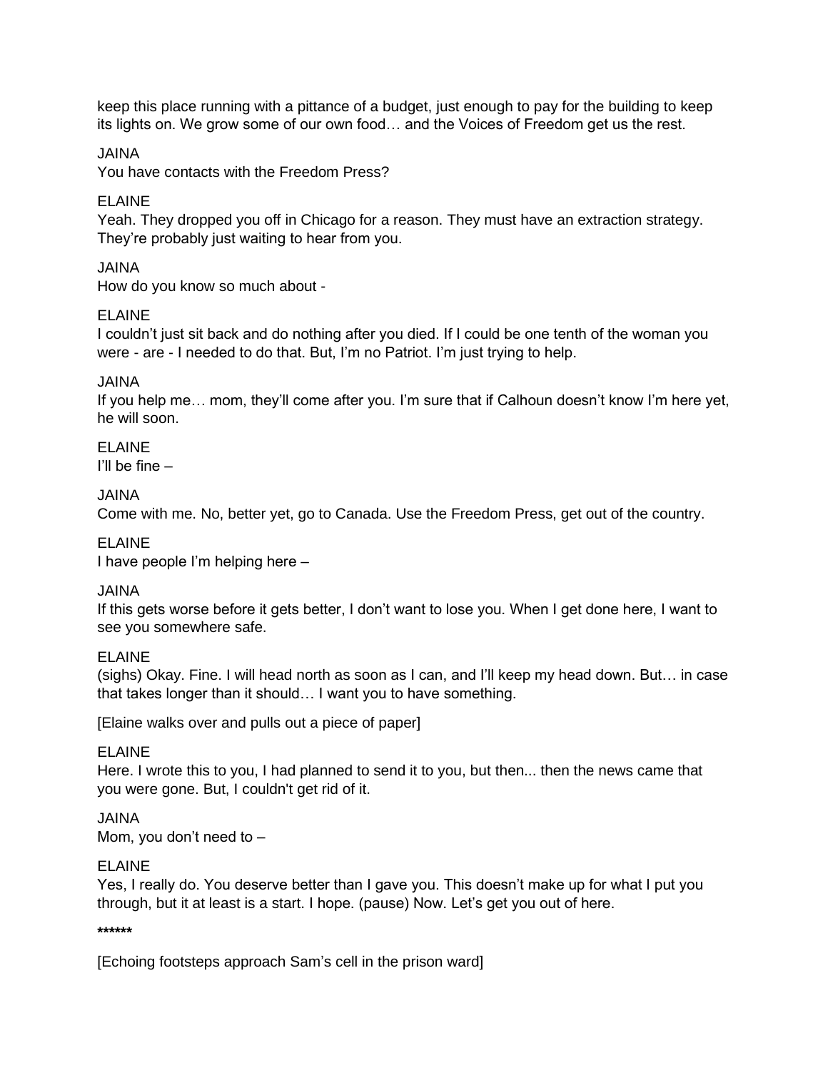keep this place running with a pittance of a budget, just enough to pay for the building to keep its lights on. We grow some of our own food… and the Voices of Freedom get us the rest.

JAINA
You have contacts with the Freedom Press?

ELAINE
Yeah. They dropped you off in Chicago for a reason. They must have an extraction strategy. They're probably just waiting to hear from you.

JAINA
How do you know so much about -

ELAINE
I couldn't just sit back and do nothing after you died. If I could be one tenth of the woman you were - are - I needed to do that. But, I'm no Patriot. I'm just trying to help.

JAINA
If you help me… mom, they'll come after you. I'm sure that if Calhoun doesn't know I'm here yet, he will soon.

ELAINE
I'll be fine –

JAINA
Come with me. No, better yet, go to Canada. Use the Freedom Press, get out of the country.

ELAINE
I have people I'm helping here –

JAINA
If this gets worse before it gets better, I don't want to lose you. When I get done here, I want to see you somewhere safe.

ELAINE
(sighs) Okay. Fine. I will head north as soon as I can, and I'll keep my head down. But… in case that takes longer than it should… I want you to have something.

[Elaine walks over and pulls out a piece of paper]

ELAINE
Here. I wrote this to you, I had planned to send it to you, but then... then the news came that you were gone. But, I couldn't get rid of it.

JAINA
Mom, you don't need to –

ELAINE
Yes, I really do. You deserve better than I gave you. This doesn't make up for what I put you through, but it at least is a start. I hope. (pause) Now. Let's get you out of here.

**\*\*\*\*\*\***

[Echoing footsteps approach Sam's cell in the prison ward]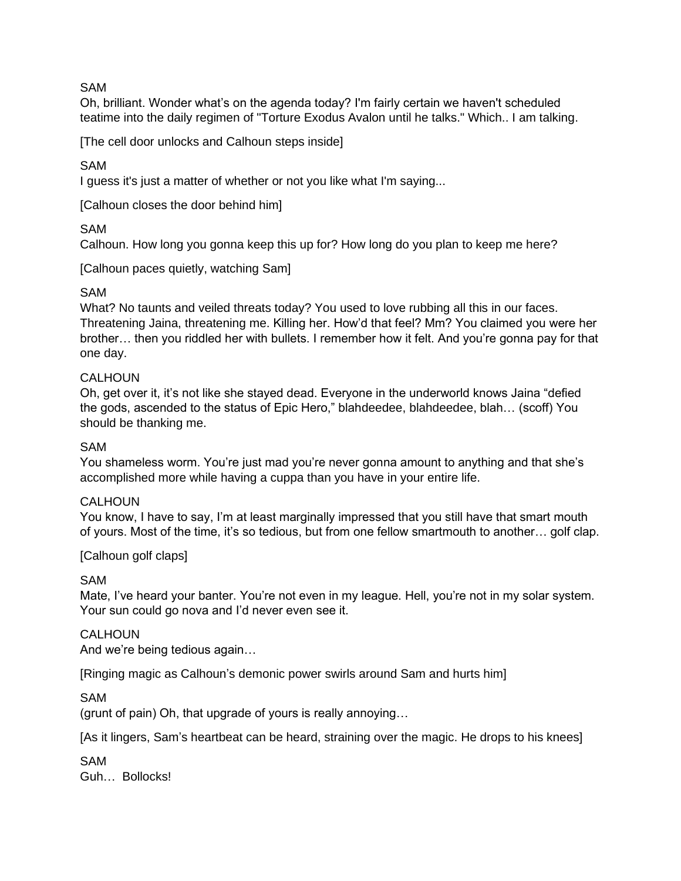SAM
Oh, brilliant. Wonder what's on the agenda today? I'm fairly certain we haven't scheduled teatime into the daily regimen of "Torture Exodus Avalon until he talks." Which.. I am talking.

[The cell door unlocks and Calhoun steps inside]

SAM
I guess it's just a matter of whether or not you like what I'm saying...

[Calhoun closes the door behind him]

SAM
Calhoun. How long you gonna keep this up for? How long do you plan to keep me here?

[Calhoun paces quietly, watching Sam]

SAM
What? No taunts and veiled threats today? You used to love rubbing all this in our faces. Threatening Jaina, threatening me. Killing her. How'd that feel? Mm? You claimed you were her brother… then you riddled her with bullets. I remember how it felt. And you're gonna pay for that one day.

CALHOUN
Oh, get over it, it's not like she stayed dead. Everyone in the underworld knows Jaina "defied the gods, ascended to the status of Epic Hero," blahdeedee, blahdeedee, blah… (scoff) You should be thanking me.

SAM
You shameless worm. You're just mad you're never gonna amount to anything and that she's accomplished more while having a cuppa than you have in your entire life.

CALHOUN
You know, I have to say, I'm at least marginally impressed that you still have that smart mouth of yours. Most of the time, it's so tedious, but from one fellow smartmouth to another… golf clap.

[Calhoun golf claps]

SAM
Mate, I've heard your banter. You're not even in my league. Hell, you're not in my solar system. Your sun could go nova and I'd never even see it.

CALHOUN
And we're being tedious again…

[Ringing magic as Calhoun's demonic power swirls around Sam and hurts him]

SAM
(grunt of pain) Oh, that upgrade of yours is really annoying…

[As it lingers, Sam's heartbeat can be heard, straining over the magic. He drops to his knees]

SAM
Guh… Bollocks!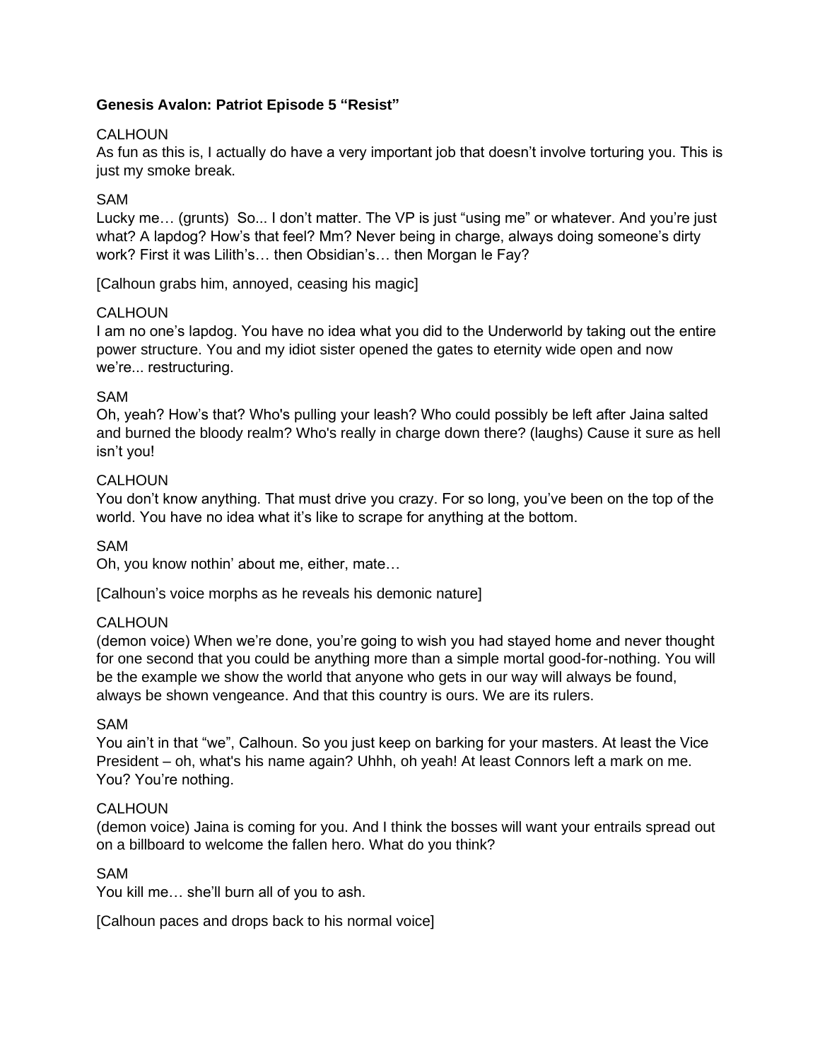**Genesis Avalon: Patriot Episode 5 "Resist"**

CALHOUN
As fun as this is, I actually do have a very important job that doesn't involve torturing you. This is just my smoke break.

SAM
Lucky me… (grunts) So... I don't matter. The VP is just "using me" or whatever. And you're just what? A lapdog? How's that feel? Mm? Never being in charge, always doing someone's dirty work? First it was Lilith's… then Obsidian's… then Morgan le Fay?

[Calhoun grabs him, annoyed, ceasing his magic]

CALHOUN
I am no one's lapdog. You have no idea what you did to the Underworld by taking out the entire power structure. You and my idiot sister opened the gates to eternity wide open and now we're... restructuring.

SAM
Oh, yeah? How's that? Who's pulling your leash? Who could possibly be left after Jaina salted and burned the bloody realm? Who's really in charge down there? (laughs) Cause it sure as hell isn't you!

CALHOUN
You don't know anything. That must drive you crazy. For so long, you've been on the top of the world. You have no idea what it's like to scrape for anything at the bottom.

SAM
Oh, you know nothin' about me, either, mate…

[Calhoun's voice morphs as he reveals his demonic nature]

CALHOUN
(demon voice) When we're done, you're going to wish you had stayed home and never thought for one second that you could be anything more than a simple mortal good-for-nothing. You will be the example we show the world that anyone who gets in our way will always be found, always be shown vengeance. And that this country is ours. We are its rulers.

SAM
You ain't in that "we", Calhoun. So you just keep on barking for your masters. At least the Vice President – oh, what's his name again? Uhhh, oh yeah! At least Connors left a mark on me. You? You're nothing.

CALHOUN
(demon voice) Jaina is coming for you. And I think the bosses will want your entrails spread out on a billboard to welcome the fallen hero. What do you think?

SAM
You kill me… she'll burn all of you to ash.

[Calhoun paces and drops back to his normal voice]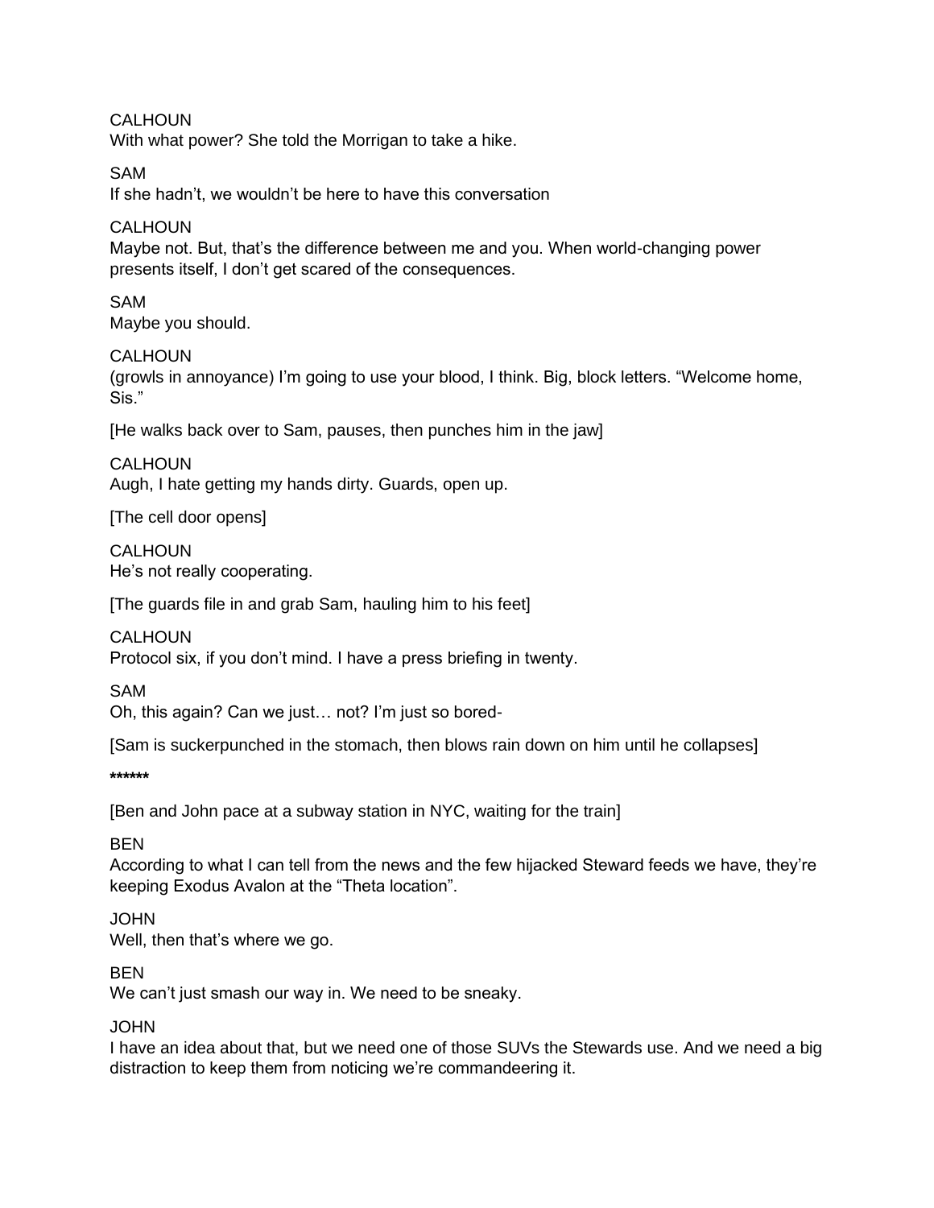CALHOUN
With what power? She told the Morrigan to take a hike.

SAM
If she hadn't, we wouldn't be here to have this conversation

CALHOUN
Maybe not. But, that's the difference between me and you. When world-changing power presents itself, I don't get scared of the consequences.

SAM
Maybe you should.

CALHOUN
(growls in annoyance) I'm going to use your blood, I think. Big, block letters. "Welcome home, Sis."

[He walks back over to Sam, pauses, then punches him in the jaw]

CALHOUN
Augh, I hate getting my hands dirty. Guards, open up.

[The cell door opens]

CALHOUN
He's not really cooperating.

[The guards file in and grab Sam, hauling him to his feet]

CALHOUN
Protocol six, if you don't mind. I have a press briefing in twenty.

SAM
Oh, this again? Can we just… not? I'm just so bored-

[Sam is suckerpunched in the stomach, then blows rain down on him until he collapses]

**\*\*\*\*\*\***

[Ben and John pace at a subway station in NYC, waiting for the train]

BEN
According to what I can tell from the news and the few hijacked Steward feeds we have, they're keeping Exodus Avalon at the "Theta location".

JOHN
Well, then that's where we go.

BEN
We can't just smash our way in. We need to be sneaky.

JOHN
I have an idea about that, but we need one of those SUVs the Stewards use. And we need a big distraction to keep them from noticing we're commandeering it.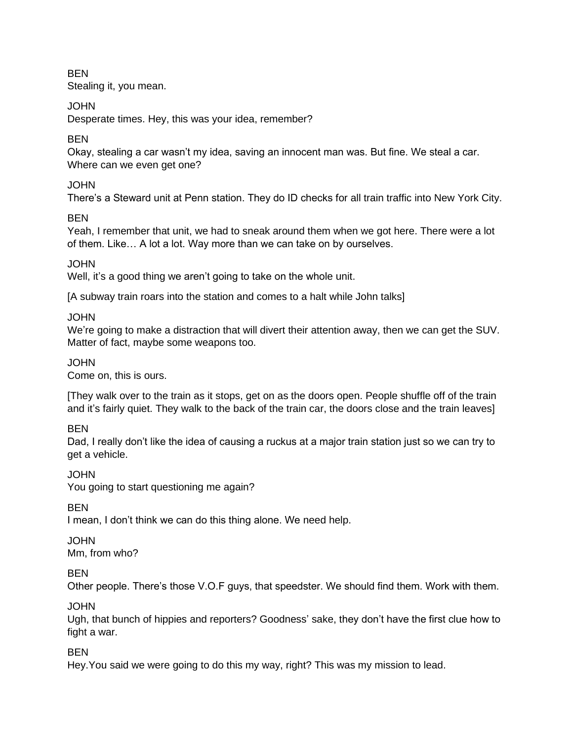BEN
Stealing it, you mean.

JOHN
Desperate times. Hey, this was your idea, remember?

BEN
Okay, stealing a car wasn't my idea, saving an innocent man was. But fine. We steal a car. Where can we even get one?

JOHN
There's a Steward unit at Penn station. They do ID checks for all train traffic into New York City.

BEN
Yeah, I remember that unit, we had to sneak around them when we got here. There were a lot of them. Like… A lot a lot. Way more than we can take on by ourselves.

JOHN
Well, it's a good thing we aren't going to take on the whole unit.

[A subway train roars into the station and comes to a halt while John talks]

JOHN
We're going to make a distraction that will divert their attention away, then we can get the SUV. Matter of fact, maybe some weapons too.

JOHN
Come on, this is ours.

[They walk over to the train as it stops, get on as the doors open. People shuffle off of the train and it's fairly quiet. They walk to the back of the train car, the doors close and the train leaves]

BEN
Dad, I really don't like the idea of causing a ruckus at a major train station just so we can try to get a vehicle.

JOHN
You going to start questioning me again?

BEN
I mean, I don't think we can do this thing alone. We need help.

JOHN
Mm, from who?

BEN
Other people. There's those V.O.F guys, that speedster. We should find them. Work with them.

JOHN
Ugh, that bunch of hippies and reporters? Goodness' sake, they don't have the first clue how to fight a war.

BEN
Hey.You said we were going to do this my way, right? This was my mission to lead.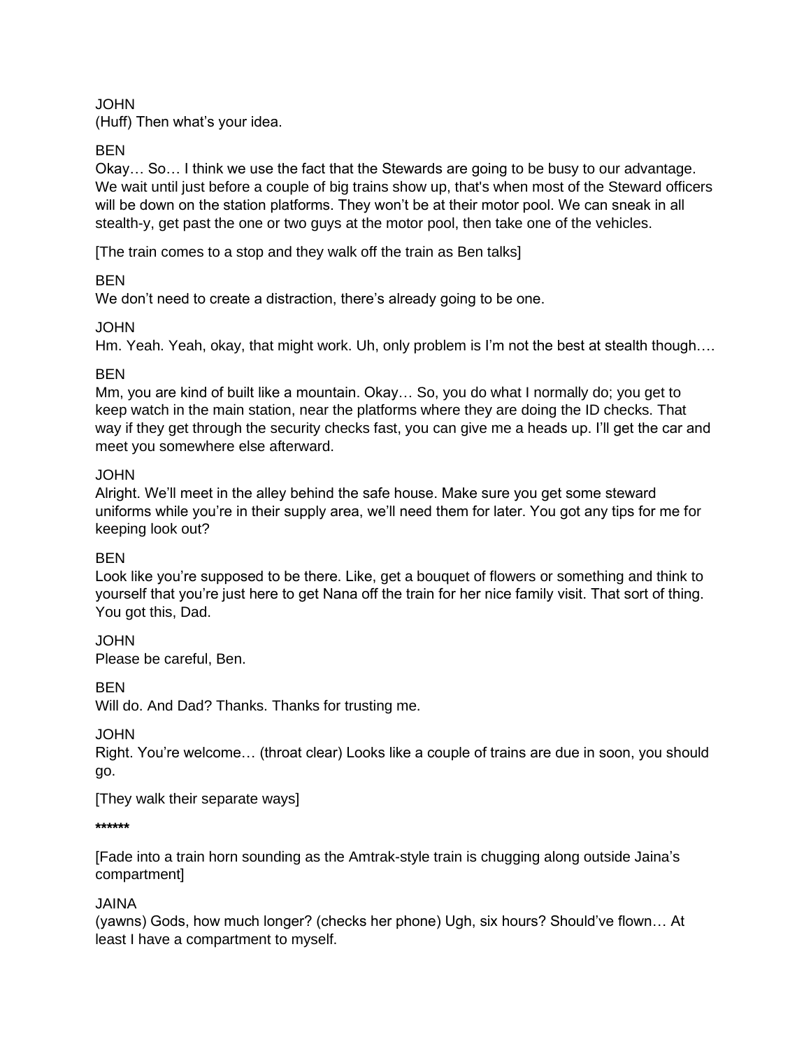JOHN
(Huff) Then what's your idea.

BEN
Okay… So… I think we use the fact that the Stewards are going to be busy to our advantage. We wait until just before a couple of big trains show up, that's when most of the Steward officers will be down on the station platforms. They won't be at their motor pool. We can sneak in all stealth-y, get past the one or two guys at the motor pool, then take one of the vehicles.

[The train comes to a stop and they walk off the train as Ben talks]

BEN
We don't need to create a distraction, there's already going to be one.

JOHN
Hm. Yeah. Yeah, okay, that might work. Uh, only problem is I'm not the best at stealth though….

BEN
Mm, you are kind of built like a mountain. Okay… So, you do what I normally do; you get to keep watch in the main station, near the platforms where they are doing the ID checks. That way if they get through the security checks fast, you can give me a heads up. I'll get the car and meet you somewhere else afterward.

JOHN
Alright. We'll meet in the alley behind the safe house. Make sure you get some steward uniforms while you're in their supply area, we'll need them for later. You got any tips for me for keeping look out?

BEN
Look like you're supposed to be there. Like, get a bouquet of flowers or something and think to yourself that you're just here to get Nana off the train for her nice family visit. That sort of thing. You got this, Dad.

JOHN
Please be careful, Ben.

BEN
Will do. And Dad? Thanks. Thanks for trusting me.

JOHN
Right. You're welcome… (throat clear) Looks like a couple of trains are due in soon, you should go.

[They walk their separate ways]

**\*\*\*\*\*\***

[Fade into a train horn sounding as the Amtrak-style train is chugging along outside Jaina's compartment]

JAINA
(yawns) Gods, how much longer? (checks her phone) Ugh, six hours? Should've flown… At least I have a compartment to myself.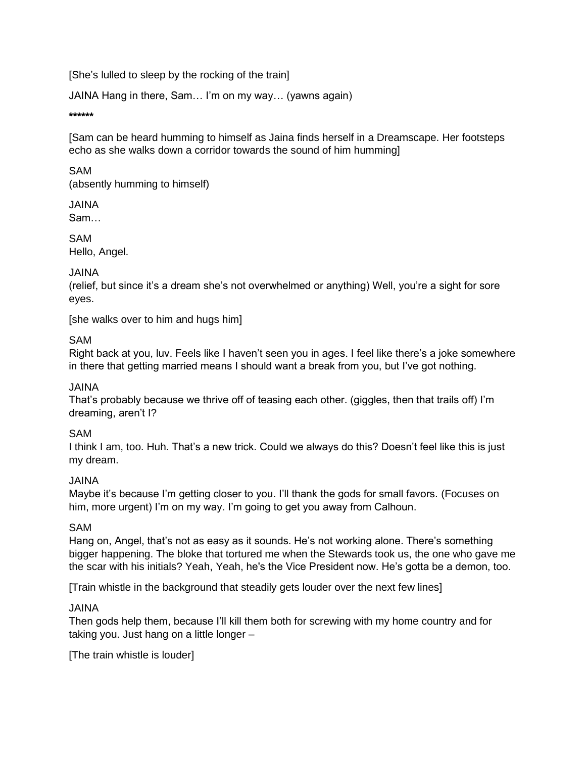[She's lulled to sleep by the rocking of the train]

JAINA Hang in there, Sam… I'm on my way… (yawns again)

**\*\*\*\*\*\***

[Sam can be heard humming to himself as Jaina finds herself in a Dreamscape. Her footsteps echo as she walks down a corridor towards the sound of him humming]

SAM
(absently humming to himself)

JAINA
Sam…

SAM
Hello, Angel.

JAINA
(relief, but since it's a dream she's not overwhelmed or anything) Well, you're a sight for sore eyes.

[she walks over to him and hugs him]

SAM
Right back at you, luv. Feels like I haven't seen you in ages. I feel like there's a joke somewhere in there that getting married means I should want a break from you, but I've got nothing.

JAINA
That's probably because we thrive off of teasing each other. (giggles, then that trails off) I'm dreaming, aren't I?

SAM
I think I am, too. Huh. That's a new trick. Could we always do this? Doesn't feel like this is just my dream.

JAINA
Maybe it's because I'm getting closer to you. I'll thank the gods for small favors. (Focuses on him, more urgent) I'm on my way. I'm going to get you away from Calhoun.

SAM
Hang on, Angel, that's not as easy as it sounds. He's not working alone. There's something bigger happening. The bloke that tortured me when the Stewards took us, the one who gave me the scar with his initials? Yeah, Yeah, he's the Vice President now. He's gotta be a demon, too.

[Train whistle in the background that steadily gets louder over the next few lines]

JAINA
Then gods help them, because I'll kill them both for screwing with my home country and for taking you. Just hang on a little longer –

[The train whistle is louder]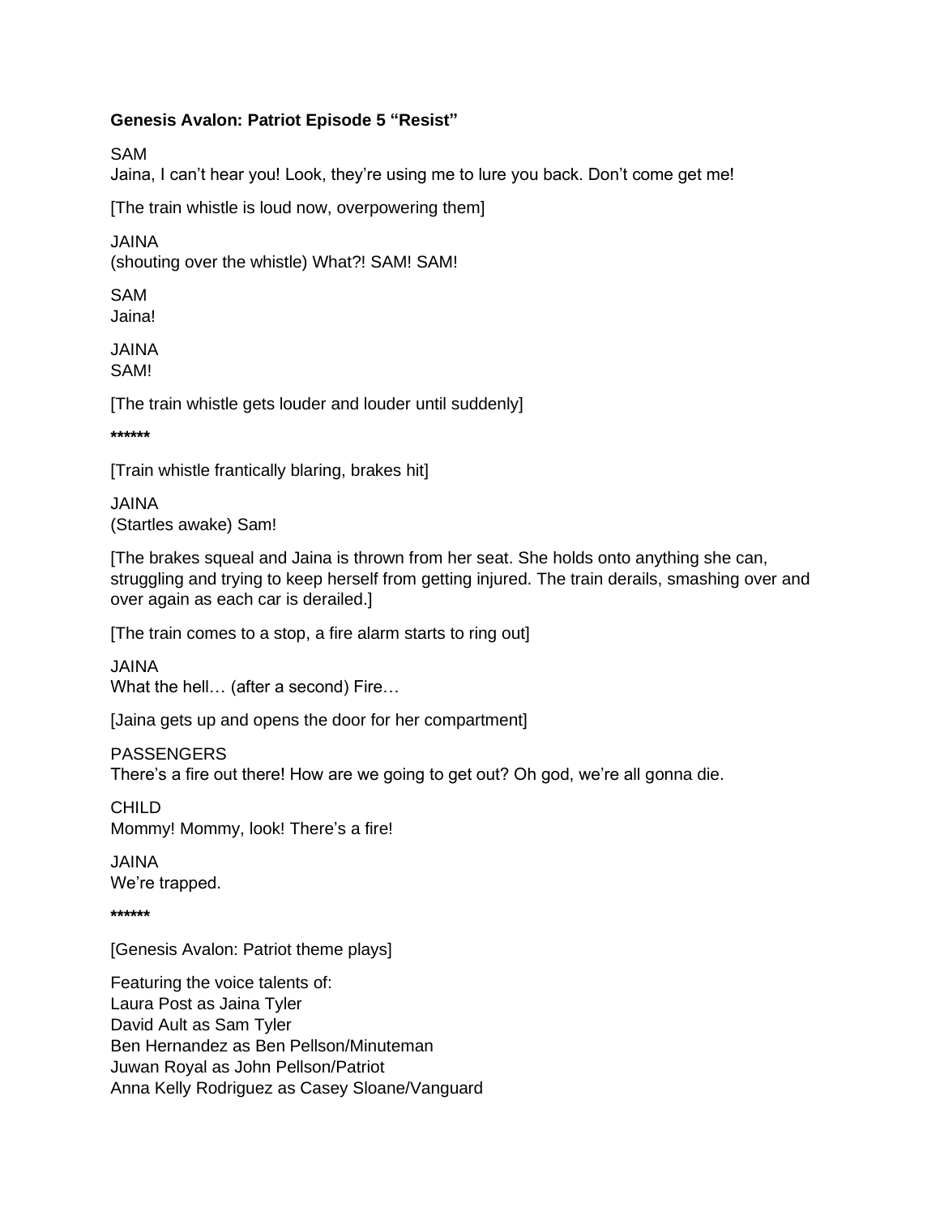**Genesis Avalon: Patriot Episode 5 "Resist"**

SAM
Jaina, I can't hear you! Look, they're using me to lure you back. Don't come get me!

[The train whistle is loud now, overpowering them]

JAINA
(shouting over the whistle) What?! SAM! SAM!

SAM
Jaina!

JAINA
SAM!

[The train whistle gets louder and louder until suddenly]

**\*\*\*\*\*\***

[Train whistle frantically blaring, brakes hit]

JAINA
(Startles awake) Sam!

[The brakes squeal and Jaina is thrown from her seat. She holds onto anything she can, struggling and trying to keep herself from getting injured. The train derails, smashing over and over again as each car is derailed.]

[The train comes to a stop, a fire alarm starts to ring out]

JAINA
What the hell… (after a second) Fire…

[Jaina gets up and opens the door for her compartment]

PASSENGERS
There's a fire out there! How are we going to get out? Oh god, we're all gonna die.

CHILD
Mommy! Mommy, look! There's a fire!

JAINA
We're trapped.

**\*\*\*\*\*\***

[Genesis Avalon: Patriot theme plays]

Featuring the voice talents of:
Laura Post as Jaina Tyler
David Ault as Sam Tyler
Ben Hernandez as Ben Pellson/Minuteman
Juwan Royal as John Pellson/Patriot
Anna Kelly Rodriguez as Casey Sloane/Vanguard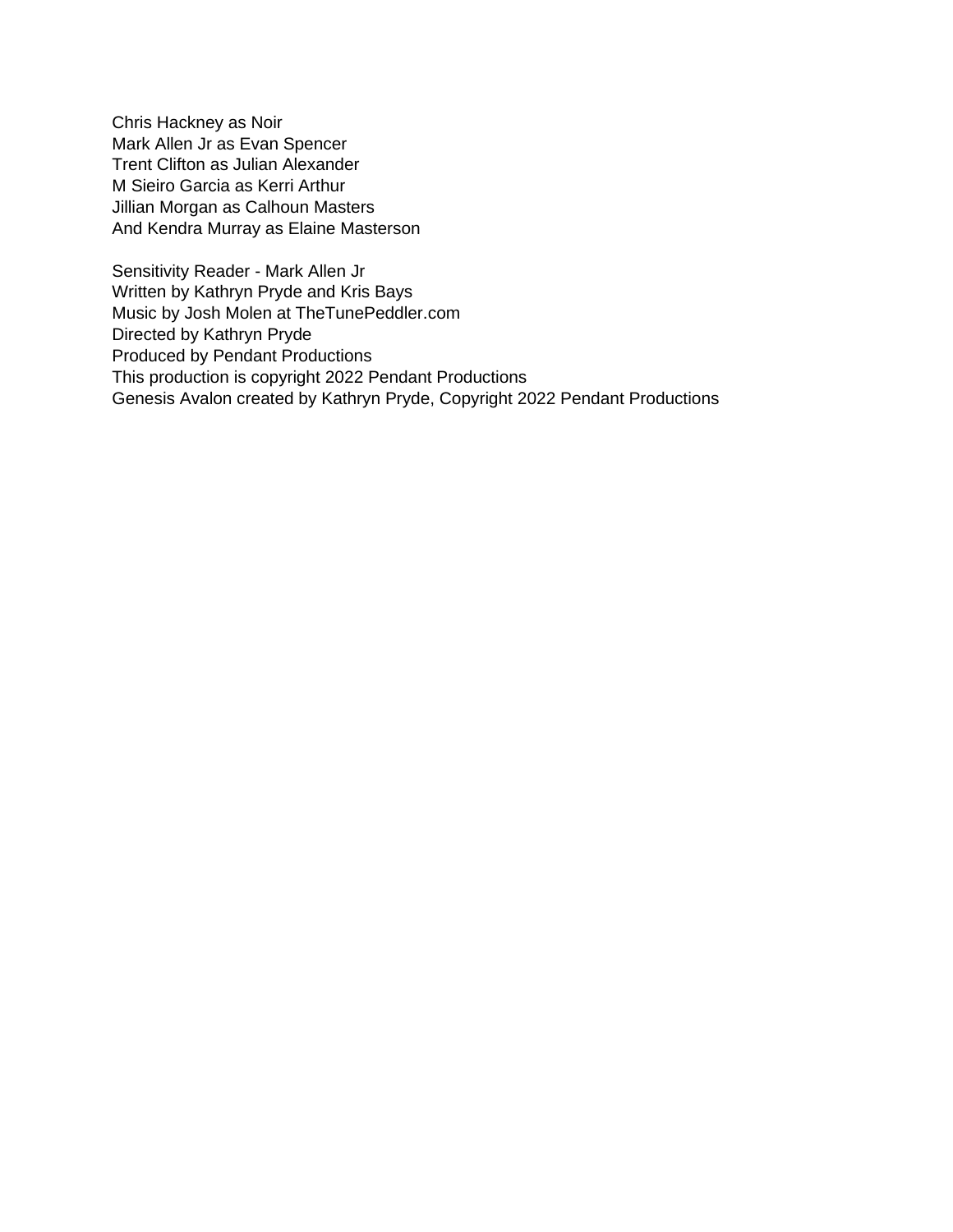Chris Hackney as Noir
Mark Allen Jr as Evan Spencer
Trent Clifton as Julian Alexander
M Sieiro Garcia as Kerri Arthur
Jillian Morgan as Calhoun Masters
And Kendra Murray as Elaine Masterson

Sensitivity Reader - Mark Allen Jr
Written by Kathryn Pryde and Kris Bays
Music by Josh Molen at TheTunePeddler.com
Directed by Kathryn Pryde
Produced by Pendant Productions
This production is copyright 2022 Pendant Productions
Genesis Avalon created by Kathryn Pryde, Copyright 2022 Pendant Productions